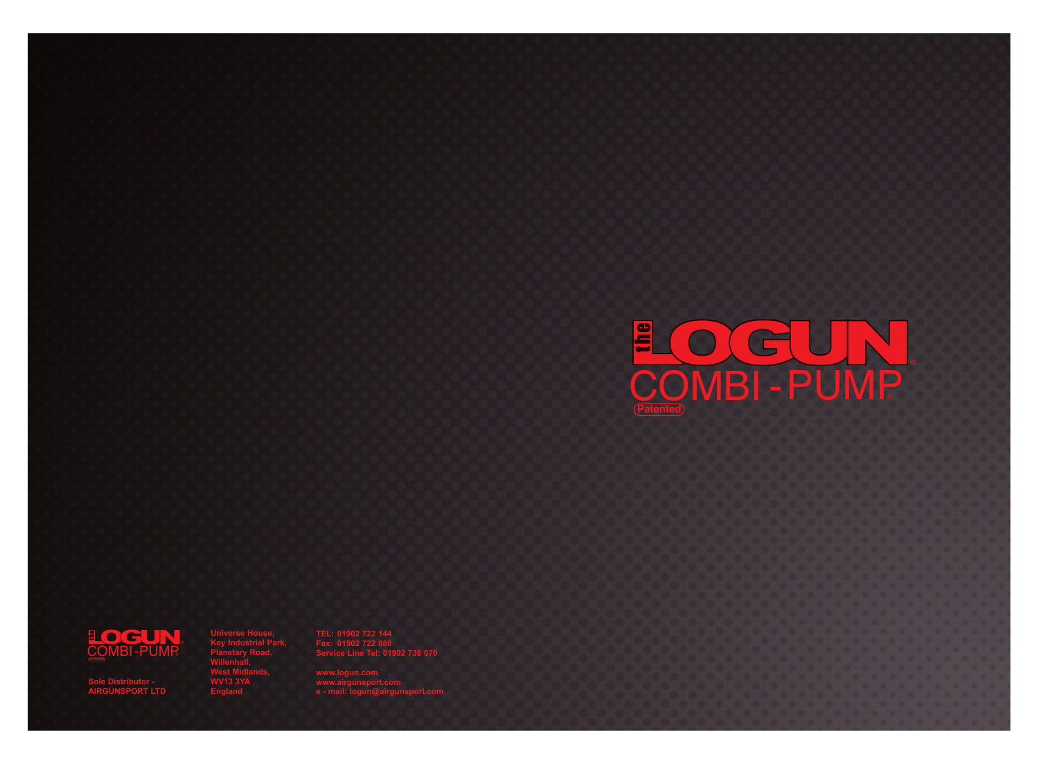# the LOGUN® COMBI - PUMP®

(Patented)

the LOGUN® COMBI - PUMP® (Patented)

Sole Distributor -
AIRGUNSPORT LTD

Universe House,
Key Industrial Park,
Planetary Road,
Willenhall,
West Midlands,
WV13 3YA
England

TEL: 01902 722 144
Fax: 01902 722 880
Service Line Tel: 01902 738 070

www.logun.com
www.airgunsport.com
e - mail: logun@airgunsport.com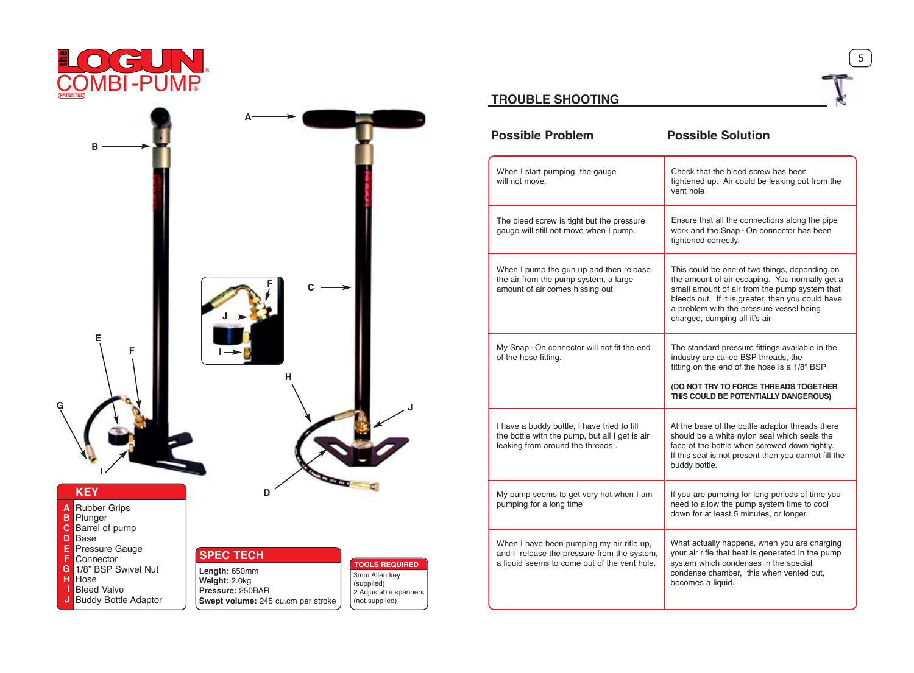# the LOGUN COMBI-PUMP

(PATENTED)

A, B, C, D, E, F, G, H, I, J

## KEY

| | |
|---|---|
| A | Rubber Grips |
| B | Plunger |
| C | Barrel of pump |
| D | Base |
| E | Pressure Gauge |
| F | Connector |
| G | 1/8" BSP Swivel Nut |
| H | Hose |
| I | Bleed Valve |
| J | Buddy Bottle Adaptor |

## SPEC TECH

**Length:** 650mm
**Weight:** 2.0kg
**Pressure:** 250BAR
**Swept volume:** 245 cu.cm per stroke

## TOOLS REQUIRED

3mm Allen key (supplied)
2 Adjustable spanners (not supplied)

## TROUBLE SHOOTING

| Possible Problem | Possible Solution |
|---|---|
| When I start pumping the gauge will not move. | Check that the bleed screw has been tightened up. Air could be leaking out from the vent hole |
| The bleed screw is tight but the pressure gauge will still not move when I pump. | Ensure that all the connections along the pipe work and the Snap - On connector has been tightened correctly. |
| When I pump the gun up and then release the air from the pump system, a large amount of air comes hissing out. | This could be one of two things, depending on the amount of air escaping. You normally get a small amount of air from the pump system that bleeds out. If it is greater, then you could have a problem with the pressure vessel being charged, dumping all it's air |
| My Snap - On connector will not fit the end of the hose fitting. | The standard pressure fittings available in the industry are called BSP threads, the fitting on the end of the hose is a 1/8" BSP<br><br>**(DO NOT TRY TO FORCE THREADS TOGETHER THIS COULD BE POTENTIALLY DANGEROUS)** |
| I have a buddy bottle, I have tried to fill the bottle with the pump, but all I get is air leaking from around the threads . | At the base of the bottle adaptor threads there should be a white nylon seal which seals the face of the bottle when screwed down tightly. If this seal is not present then you cannot fill the buddy bottle. |
| My pump seems to get very hot when I am pumping for a long time | If you are pumping for long periods of time you need to allow the pump system time to cool down for at least 5 minutes, or longer. |
| When I have been pumping my air rifle up, and I release the pressure from the system, a liquid seems to come out of the vent hole. | What actually happens, when you are charging your air rifle that heat is generated in the pump system which condenses in the special condense chamber, this when vented out, becomes a liquid. |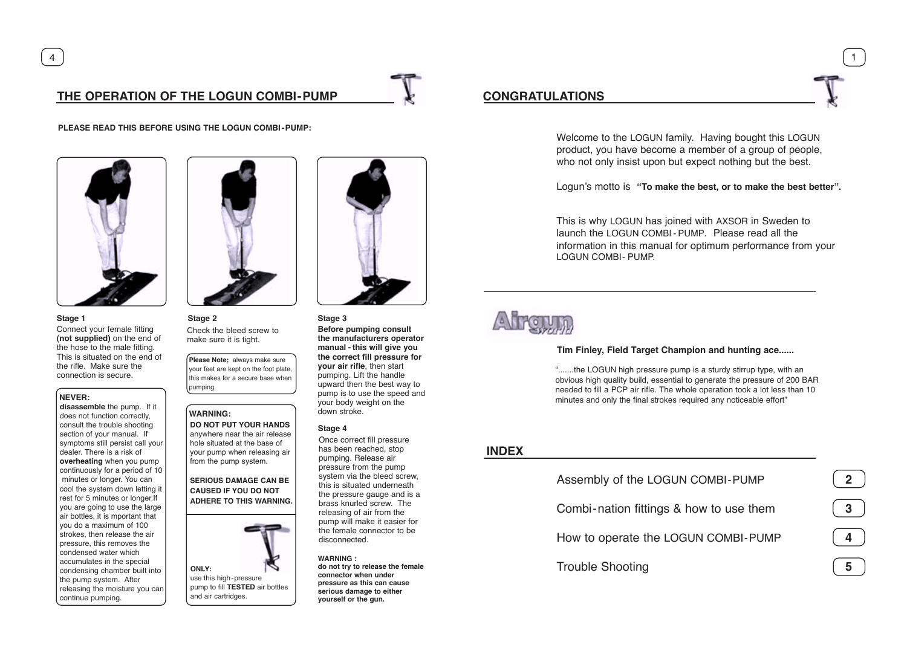## THE OPERATION OF THE LOGUN COMBI-PUMP

**PLEASE READ THIS BEFORE USING THE LOGUN COMBI-PUMP:**

**Stage 1**

Connect your female fitting **(not supplied)** on the end of the hose to the male fitting. This is situated on the end of the rifle. Make sure the connection is secure.

**NEVER:**
**disassemble** the pump. If it does not function correctly, consult the trouble shooting section of your manual. If symptoms still persist call your dealer. There is a risk of **overheating** when you pump continuously for a period of 10 minutes or longer. You can cool the system down letting it rest for 5 minutes or longer.If you are going to use the large air bottles, it is mportant that you do a maximum of 100 strokes, then release the air pressure, this removes the condensed water which accumulates in the special condensing chamber built into the pump system. After releasing the moisture you can continue pumping.

**Stage 2**

Check the bleed screw to make sure it is tight.

**Please Note;** always make sure your feet are kept on the foot plate, this makes for a secure base when pumping.

**WARNING:**
**DO NOT PUT YOUR HANDS** anywhere near the air release hole situated at the base of your pump when releasing air from the pump system.

**SERIOUS DAMAGE CAN BE CAUSED IF YOU DO NOT ADHERE TO THIS WARNING.**

**ONLY:**
use this high-pressure pump to fill **TESTED** air bottles and air cartridges.

**Stage 3**

**Before pumping consult the manufacturers operator manual - this will give you the correct fill pressure for your air rifle**, then start pumping. Lift the handle upward then the best way to pump is to use the speed and your body weight on the down stroke.

**Stage 4**

Once correct fill pressure has been reached, stop pumping. Release air pressure from the pump system via the bleed screw, this is situated underneath the pressure gauge and is a brass knurled screw. The releasing of air from the pump will make it easier for the female connector to be disconnected.

**WARNING :**
**do not try to release the female connector when under pressure as this can cause serious damage to either yourself or the gun.**

## CONGRATULATIONS

Welcome to the LOGUN family. Having bought this LOGUN product, you have become a member of a group of people, who not only insist upon but expect nothing but the best.

Logun's motto is **"To make the best, or to make the best better".**

This is why LOGUN has joined with AXSOR in Sweden to launch the LOGUN COMBI-PUMP. Please all the information in this manual for optimum performance from your LOGUN COMBI-PUMP.

Airgun world

**Tim Finley, Field Target Champion and hunting ace......**

".......the LOGUN high pressure pump is a sturdy stirrup type, with an obvious high quality build, essential to generate the pressure of 200 BAR needed to fill a PCP air rifle. The whole operation took a lot less than 10 minutes and only the final strokes required any noticeable effort"

## INDEX

| | |
|---|---|
| Assembly of the LOGUN COMBI-PUMP | 2 |
| Combi-nation fittings & how to use them | 3 |
| How to operate the LOGUN COMBI-PUMP | 4 |
| Trouble Shooting | 5 |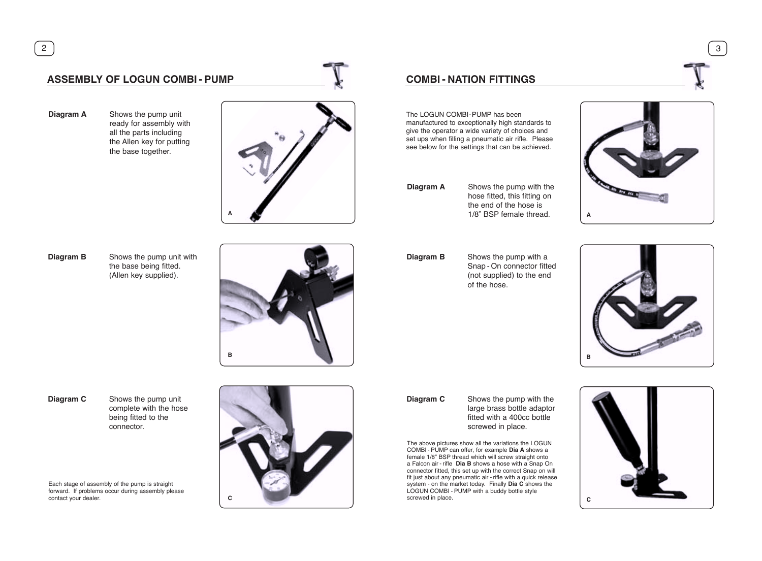## ASSEMBLY OF LOGUN COMBI - PUMP

**Diagram A** Shows the pump unit ready for assembly with all the parts including the Allen key for putting the base together.

A

**Diagram B** Shows the pump unit with the base being fitted. (Allen key supplied).

B

**Diagram C** Shows the pump unit complete with the hose being fitted to the connector.

C

Each stage of assembly of the pump is straight forward. If problems occur during assembly please contact your dealer.

## COMBI - NATION FITTINGS

The LOGUN COMBI-PUMP has been manufactured to exceptionally high standards to give the operator a wide variety of choices and set ups when filling a pneumatic air rifle. Please see below for the settings that can be achieved.

**Diagram A** Shows the pump with the hose fitted, this fitting on the end of the hose is 1/8" BSP female thread.

A

**Diagram B** Shows the pump with a Snap - On connector fitted (not supplied) to the end of the hose.

B

**Diagram C** Shows the pump with the large brass bottle adaptor fitted with a 400cc bottle screwed in place.

The above pictures show all the variations the LOGUN COMBI - PUMP can offer, for example **Dia A** shows a female 1/8" BSP thread which will screw straight onto a Falcon air - rifle **Dia B** shows a hose with a Snap On connector fitted, this set up with the correct Snap on will fit just about any pneumatic air - rifle with a quick release system - on the market today. Finally **Dia C** shows the LOGUN COMBI - PUMP with a buddy bottle style screwed in place.

C